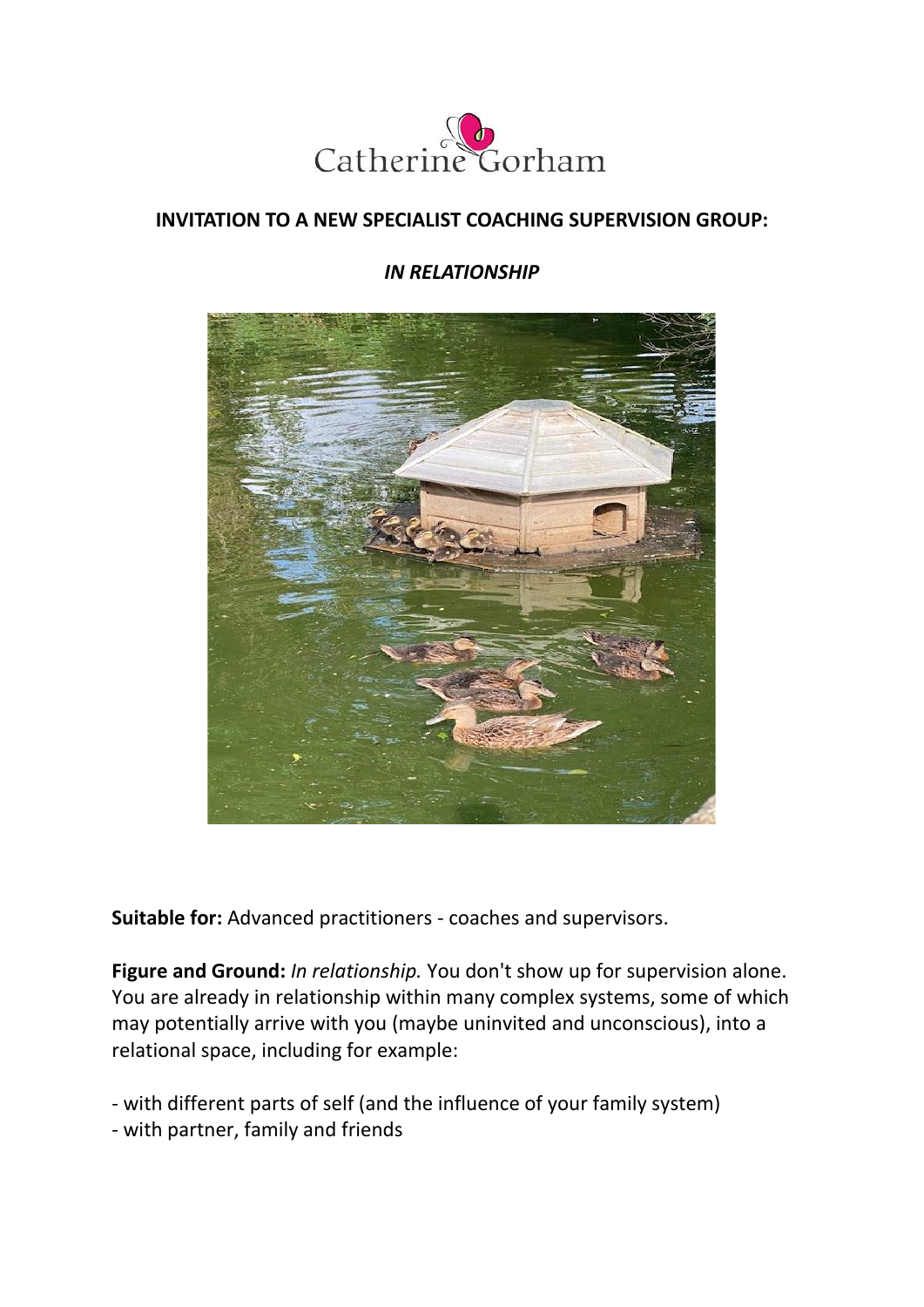Catherine Gorham

**INVITATION TO A NEW SPECIALIST COACHING SUPERVISION GROUP:**

***IN RELATIONSHIP***

**Suitable for:** Advanced practitioners - coaches and supervisors.

**Figure and Ground:** *In relationship.* You don't show up for supervision alone. You are already in relationship within many complex systems, some of which may potentially arrive with you (maybe uninvited and unconscious), into a relational space, including for example:

- with different parts of self (and the influence of your family system)
- with partner, family and friends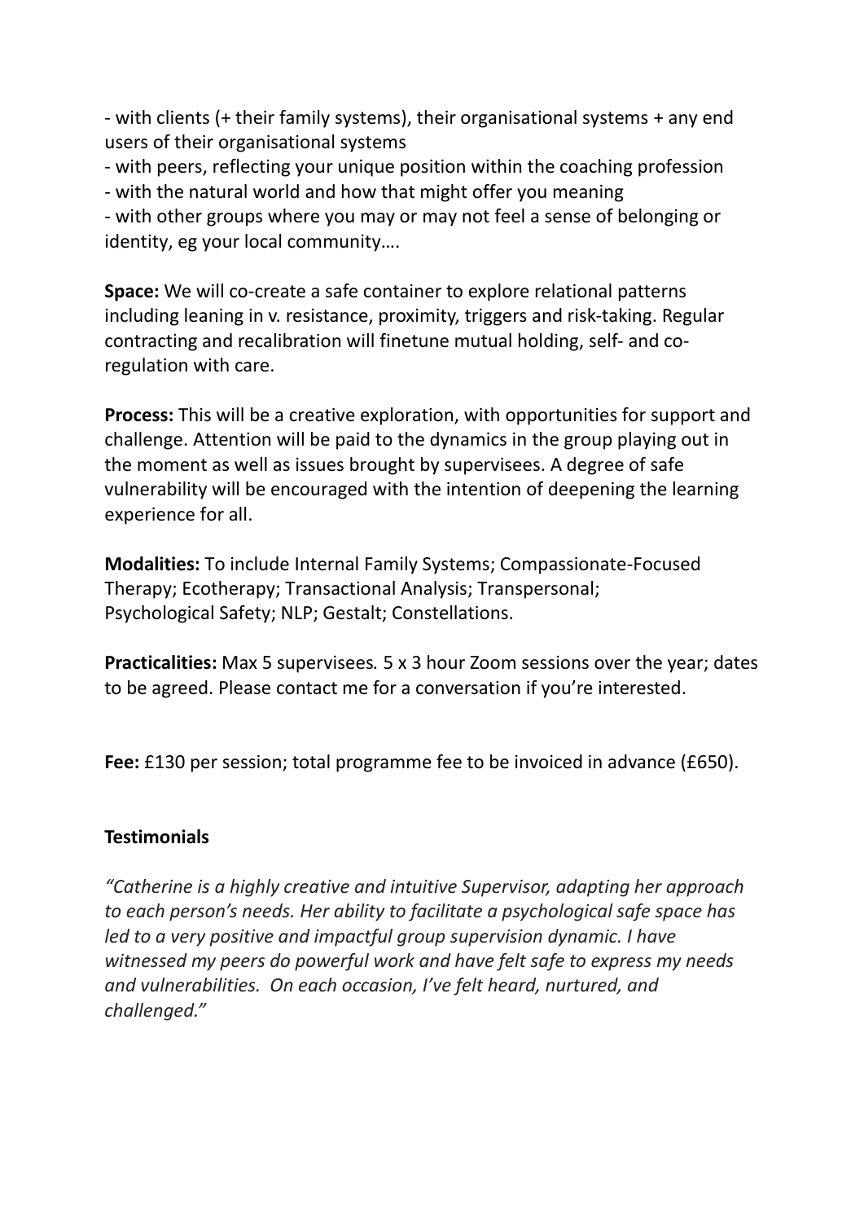- with clients (+ their family systems), their organisational systems + any end users of their organisational systems
- with peers, reflecting your unique position within the coaching profession
- with the natural world and how that might offer you meaning
- with other groups where you may or may not feel a sense of belonging or identity, eg your local community….

**Space:** We will co-create a safe container to explore relational patterns including leaning in v. resistance, proximity, triggers and risk-taking. Regular contracting and recalibration will finetune mutual holding, self- and co-regulation with care.

**Process:** This will be a creative exploration, with opportunities for support and challenge. Attention will be paid to the dynamics in the group playing out in the moment as well as issues brought by supervisees. A degree of safe vulnerability will be encouraged with the intention of deepening the learning experience for all.

**Modalities:** To include Internal Family Systems; Compassionate-Focused Therapy; Ecotherapy; Transactional Analysis; Transpersonal; Psychological Safety; NLP; Gestalt; Constellations.

**Practicalities:** Max 5 supervisees*.* 5 x 3 hour Zoom sessions over the year; dates to be agreed. Please contact me for a conversation if you're interested.

**Fee:** £130 per session; total programme fee to be invoiced in advance (£650).

**Testimonials**

*"Catherine is a highly creative and intuitive Supervisor, adapting her approach to each person's needs. Her ability to facilitate a psychological safe space has led to a very positive and impactful group supervision dynamic. I have witnessed my peers do powerful work and have felt safe to express my needs and vulnerabilities. On each occasion, I've felt heard, nurtured, and challenged."*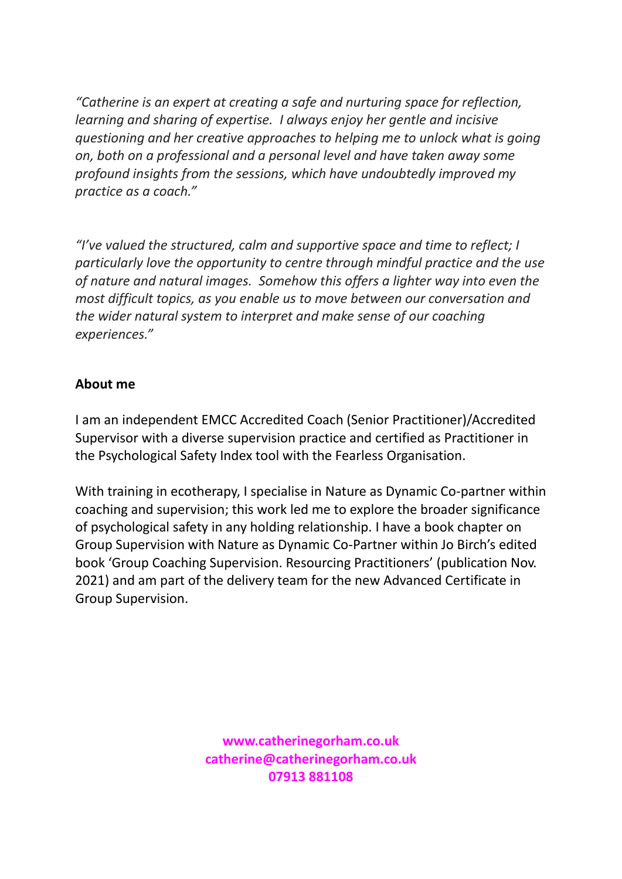*"Catherine is an expert at creating a safe and nurturing space for reflection, learning and sharing of expertise. I always enjoy her gentle and incisive questioning and her creative approaches to helping me to unlock what is going on, both on a professional and a personal level and have taken away some profound insights from the sessions, which have undoubtedly improved my practice as a coach."*

*"I've valued the structured, calm and supportive space and time to reflect; I particularly love the opportunity to centre through mindful practice and the use of nature and natural images. Somehow this offers a lighter way into even the most difficult topics, as you enable us to move between our conversation and the wider natural system to interpret and make sense of our coaching experiences."*

**About me**

I am an independent EMCC Accredited Coach (Senior Practitioner)/Accredited Supervisor with a diverse supervision practice and certified as Practitioner in the Psychological Safety Index tool with the Fearless Organisation.

With training in ecotherapy, I specialise in Nature as Dynamic Co-partner within coaching and supervision; this work led me to explore the broader significance of psychological safety in any holding relationship. I have a book chapter on Group Supervision with Nature as Dynamic Co-Partner within Jo Birch's edited book 'Group Coaching Supervision. Resourcing Practitioners' (publication Nov. 2021) and am part of the delivery team for the new Advanced Certificate in Group Supervision.

**www.catherinegorham.co.uk**
**catherine@catherinegorham.co.uk**
**07913 881108**